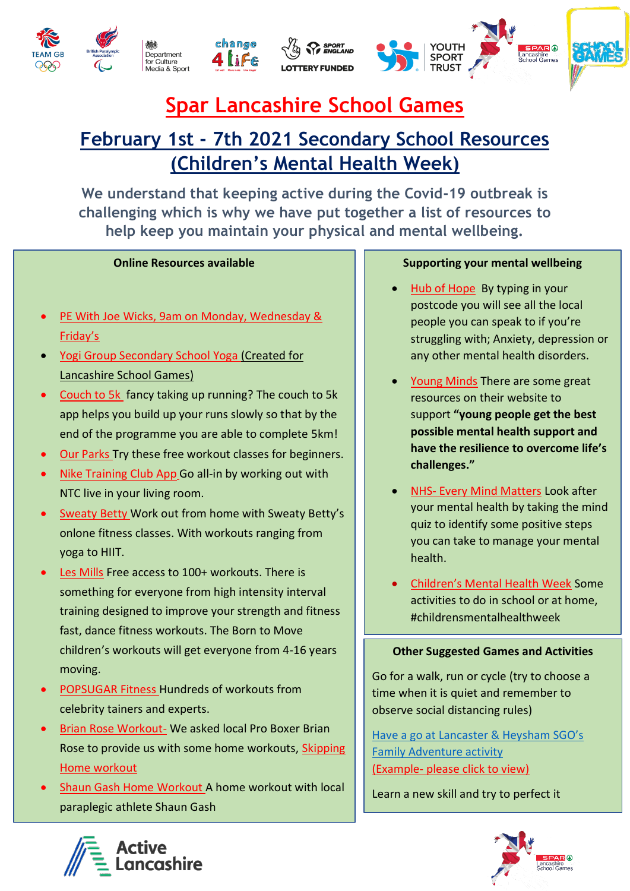# Spar Lancashire School Games

## February 1st - 7th 2021 Secondary School Resources (Children's Mental Health Week)

**We understand that keeping active during the Covid-19 outbreak is challenging which is why we have put together a list of resources to help keep you maintain your physical and mental wellbeing.**

### Online Resources available

- PE With Joe Wicks, 9am on Monday, Wednesday & Friday's
- Yogi Group Secondary School Yoga (Created for Lancashire School Games)
- Couch to 5k fancy taking up running? The couch to 5k app helps you build up your runs slowly so that by the end of the programme you are able to complete 5km!
- Our Parks Try these free workout classes for beginners.
- Nike Training Club App Go all-in by working out with NTC live in your living room.
- Sweaty Betty Work out from home with Sweaty Betty's onlone fitness classes. With workouts ranging from yoga to HIIT.
- Les Mills Free access to 100+ workouts. There is something for everyone from high intensity interval training designed to improve your strength and fitness fast, dance fitness workouts. The Born to Move children's workouts will get everyone from 4-16 years moving.
- POPSUGAR Fitness Hundreds of workouts from celebrity tainers and experts.
- Brian Rose Workout- We asked local Pro Boxer Brian Rose to provide us with some home workouts, Skipping Home workout
- Shaun Gash Home Workout A home workout with local paraplegic athlete Shaun Gash

### Supporting your mental wellbeing

- Hub of Hope By typing in your postcode you will see all the local people you can speak to if you're struggling with; Anxiety, depression or any other mental health disorders.
- Young Minds There are some great resources on their website to support **"young people get the best possible mental health support and have the resilience to overcome life's challenges."**
- NHS- Every Mind Matters Look after your mental health by taking the mind quiz to identify some positive steps you can take to manage your mental health.
- Children's Mental Health Week Some activities to do in school or at home, #childrensmentalhealthweek

### Other Suggested Games and Activities

Go for a walk, run or cycle (try to choose a time when it is quiet and remember to observe social distancing rules)

Have a go at Lancaster & Heysham SGO's Family Adventure activity (Example- please click to view)

Learn a new skill and try to perfect it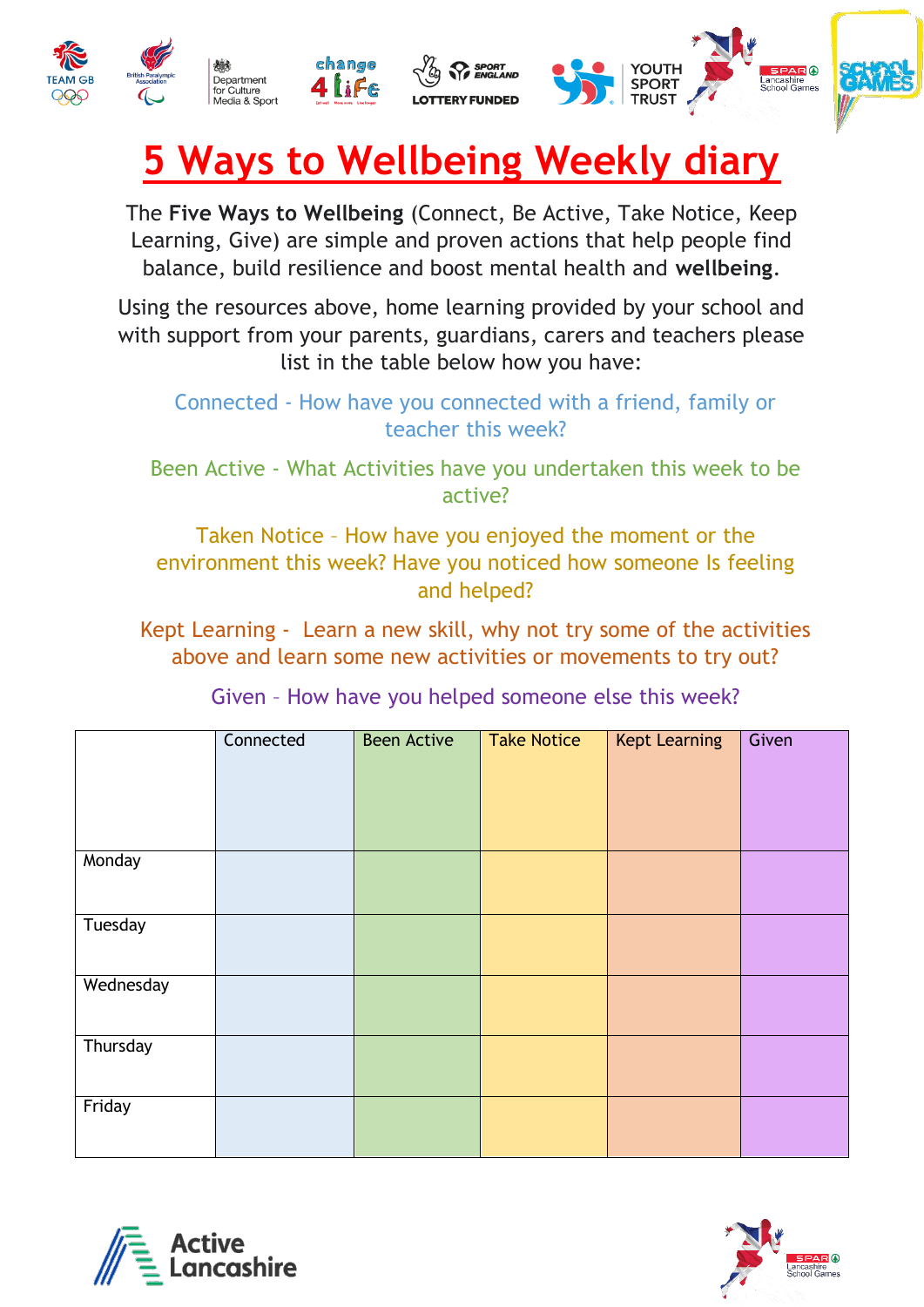# 5 Ways to Wellbeing Weekly diary

The **Five Ways to Wellbeing** (Connect, Be Active, Take Notice, Keep Learning, Give) are simple and proven actions that help people find balance, build resilience and boost mental health and **wellbeing**.

Using the resources above, home learning provided by your school and with support from your parents, guardians, carers and teachers please list in the table below how you have:

Connected - How have you connected with a friend, family or teacher this week?

Been Active - What Activities have you undertaken this week to be active?

Taken Notice – How have you enjoyed the moment or the environment this week? Have you noticed how someone Is feeling and helped?

Kept Learning - Learn a new skill, why not try some of the activities above and learn some new activities or movements to try out?

Given – How have you helped someone else this week?

| | Connected | Been Active | Take Notice | Kept Learning | Given |
|---|---|---|---|---|---|
| Monday | | | | | |
| Tuesday | | | | | |
| Wednesday | | | | | |
| Thursday | | | | | |
| Friday | | | | | |